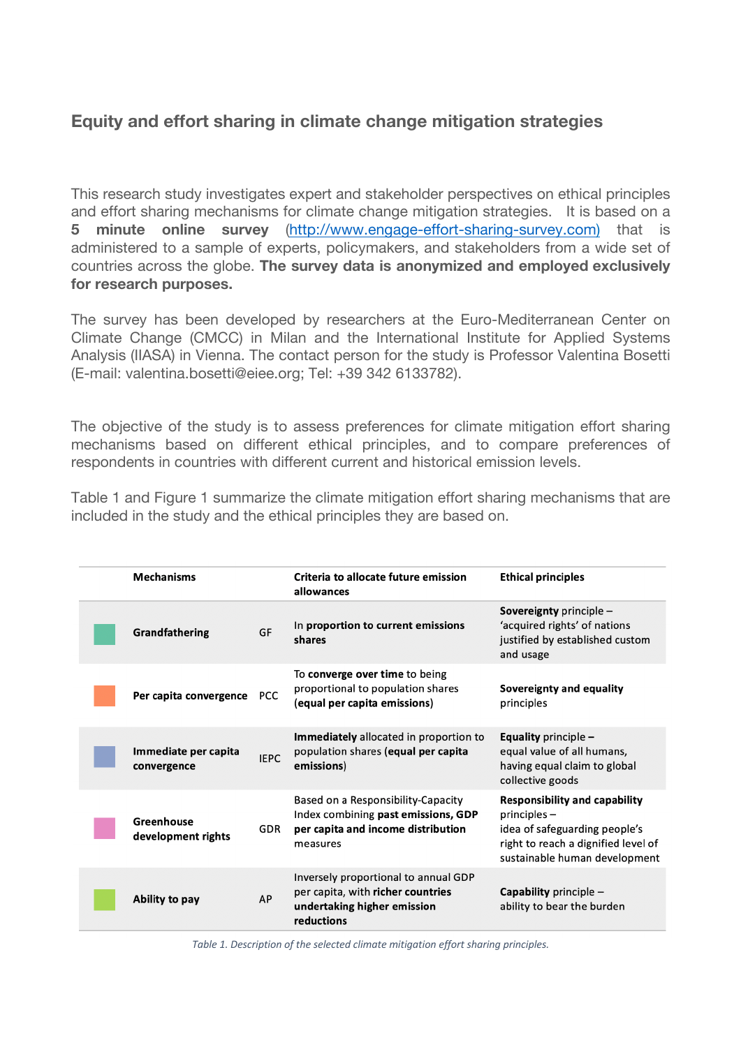## Equity and effort sharing in climate change mitigation strategies

This research study investigates expert and stakeholder perspectives on ethical principles and effort sharing mechanisms for climate change mitigation strategies. It is based on a **5 minute online survey** (http://www.engage-effort-sharing-survey.com) that is administered to a sample of experts, policymakers, and stakeholders from a wide set of countries across the globe. **The survey data is anonymized and employed exclusively for research purposes.**

The survey has been developed by researchers at the Euro-Mediterranean Center on Climate Change (CMCC) in Milan and the International Institute for Applied Systems Analysis (IIASA) in Vienna. The contact person for the study is Professor Valentina Bosetti (E-mail: valentina.bosetti@eiee.org; Tel: +39 342 6133782).

The objective of the study is to assess preferences for climate mitigation effort sharing mechanisms based on different ethical principles, and to compare preferences of respondents in countries with different current and historical emission levels.

Table 1 and Figure 1 summarize the climate mitigation effort sharing mechanisms that are included in the study and the ethical principles they are based on.

| Mechanisms | | Criteria to allocate future emission allowances | Ethical principles |
|---|---|---|---|
| **Grandfathering** | GF | In **proportion to current emissions shares** | **Sovereignty** principle – 'acquired rights' of nations justified by established custom and usage |
| **Per capita convergence** | PCC | To **converge over time** to being proportional to population shares **(equal per capita emissions)** | **Sovereignty and equality** principles |
| **Immediate per capita convergence** | IEPC | **Immediately** allocated in proportion to population shares **(equal per capita emissions)** | **Equality** principle **–** equal value of all humans, having equal claim to global collective goods |
| **Greenhouse development rights** | GDR | Based on a Responsibility-Capacity Index combining **past emissions, GDP per capita and income distribution** measures | **Responsibility and capability** principles – idea of safeguarding people's right to reach a dignified level of sustainable human development |
| **Ability to pay** | AP | Inversely proportional to annual GDP per capita, with **richer countries undertaking higher emission reductions** | **Capability** principle – ability to bear the burden |

*Table 1. Description of the selected climate mitigation effort sharing principles.*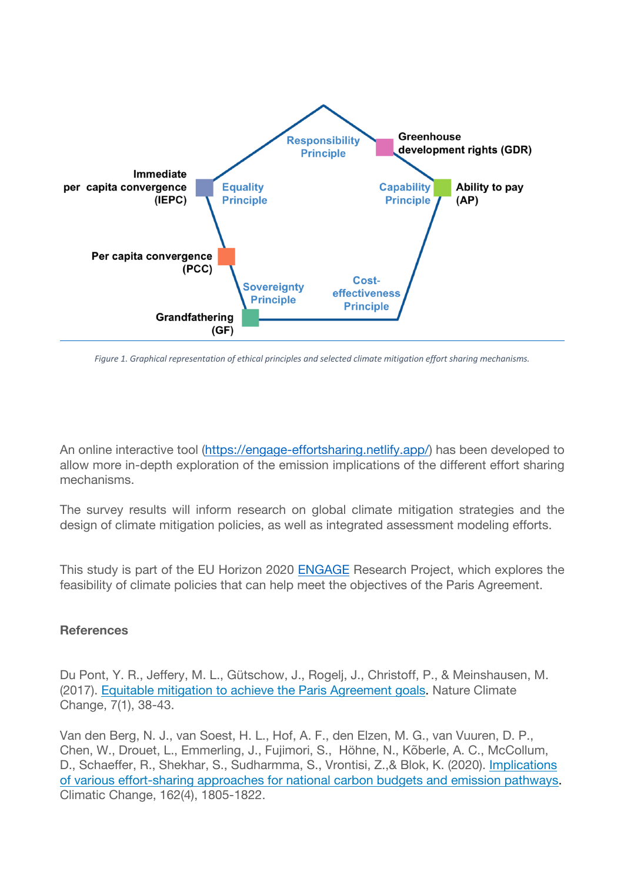Responsibility Principle

Greenhouse development rights (GDR)

Immediate per capita convergence (IEPC)

Equality Principle

Capability Principle

Ability to pay (AP)

Per capita convergence (PCC)

Sovereignty Principle

Cost-effectiveness Principle

Grandfathering (GF)

*Figure 1. Graphical representation of ethical principles and selected climate mitigation effort sharing mechanisms.*

An online interactive tool ([https://engage-effortsharing.netlify.app/](https://engage-effortsharing.netlify.app/)) has been developed to allow more in-depth exploration of the emission implications of the different effort sharing mechanisms.

The survey results will inform research on global climate mitigation strategies and the design of climate mitigation policies, as well as integrated assessment modeling efforts.

This study is part of the EU Horizon 2020 ENGAGE Research Project, which explores the feasibility of climate policies that can help meet the objectives of the Paris Agreement.

**References**

Du Pont, Y. R., Jeffery, M. L., Gütschow, J., Rogelj, J., Christoff, P., & Meinshausen, M. (2017). Equitable mitigation to achieve the Paris Agreement goals. Nature Climate Change, 7(1), 38-43.

Van den Berg, N. J., van Soest, H. L., Hof, A. F., den Elzen, M. G., van Vuuren, D. P., Chen, W., Drouet, L., Emmerling, J., Fujimori, S., Höhne, N., Kõberle, A. C., McCollum, D., Schaeffer, R., Shekhar, S., Sudharmma, S., Vrontisi, Z.,& Blok, K. (2020). Implications of various effort-sharing approaches for national carbon budgets and emission pathways. Climatic Change, 162(4), 1805-1822.